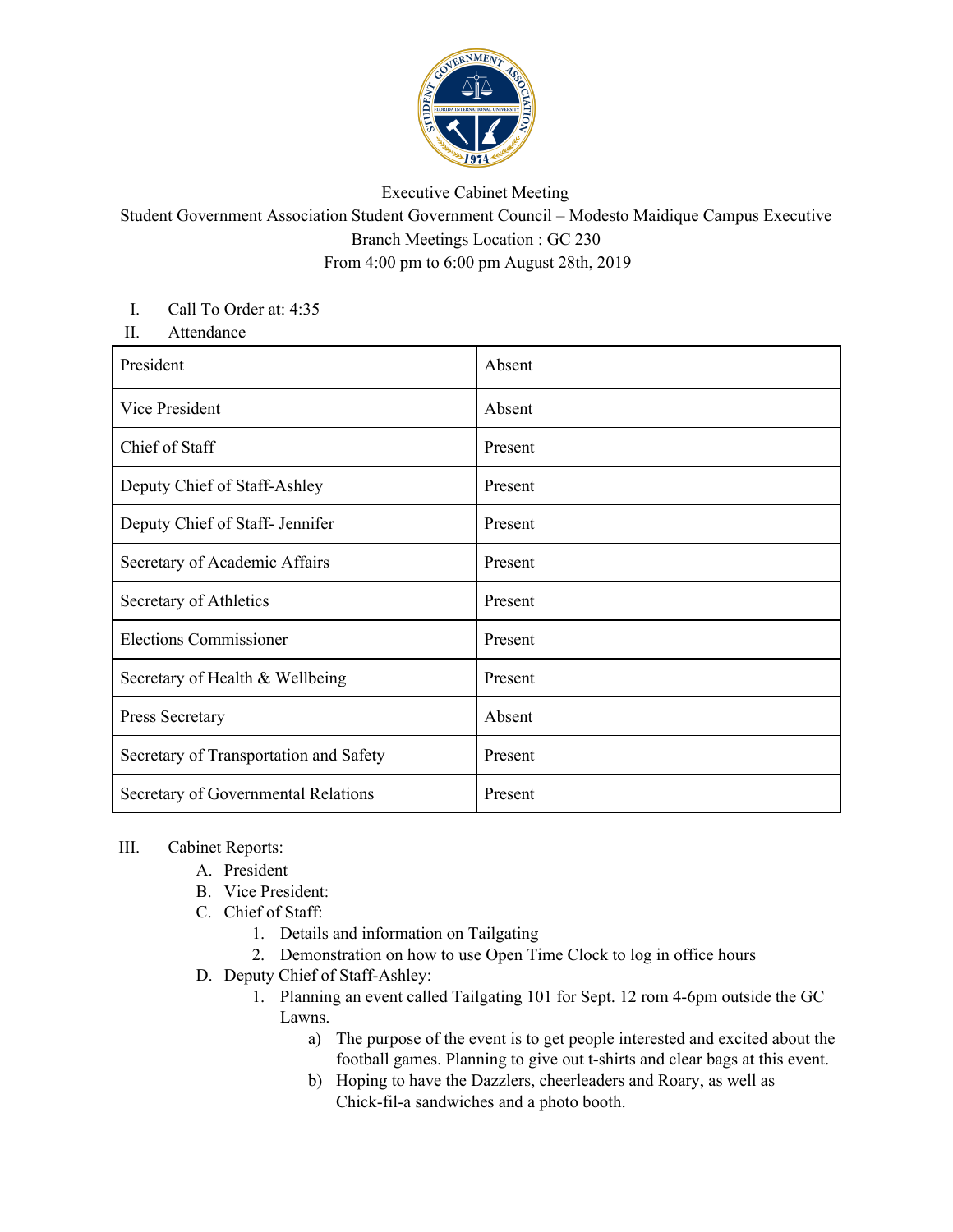Executive Cabinet Meeting

Student Government Association Student Government Council – Modesto Maidique Campus Executive Branch Meetings Location : GC 230

From 4:00 pm to 6:00 pm August 28th, 2019

I. Call To Order at: 4:35

II. Attendance

| President | Absent |
|---|---|
| Vice President | Absent |
| Chief of Staff | Present |
| Deputy Chief of Staff-Ashley | Present |
| Deputy Chief of Staff- Jennifer | Present |
| Secretary of Academic Affairs | Present |
| Secretary of Athletics | Present |
| Elections Commissioner | Present |
| Secretary of Health & Wellbeing | Present |
| Press Secretary | Absent |
| Secretary of Transportation and Safety | Present |
| Secretary of Governmental Relations | Present |

III. Cabinet Reports:

A. President

B. Vice President:

C. Chief of Staff:

1. Details and information on Tailgating
2. Demonstration on how to use Open Time Clock to log in office hours

D. Deputy Chief of Staff-Ashley:

1. Planning an event called Tailgating 101 for Sept. 12 rom 4-6pm outside the GC Lawns.
   a) The purpose of the event is to get people interested and excited about the football games. Planning to give out t-shirts and clear bags at this event.
   b) Hoping to have the Dazzlers, cheerleaders and Roary, as well as Chick-fil-a sandwiches and a photo booth.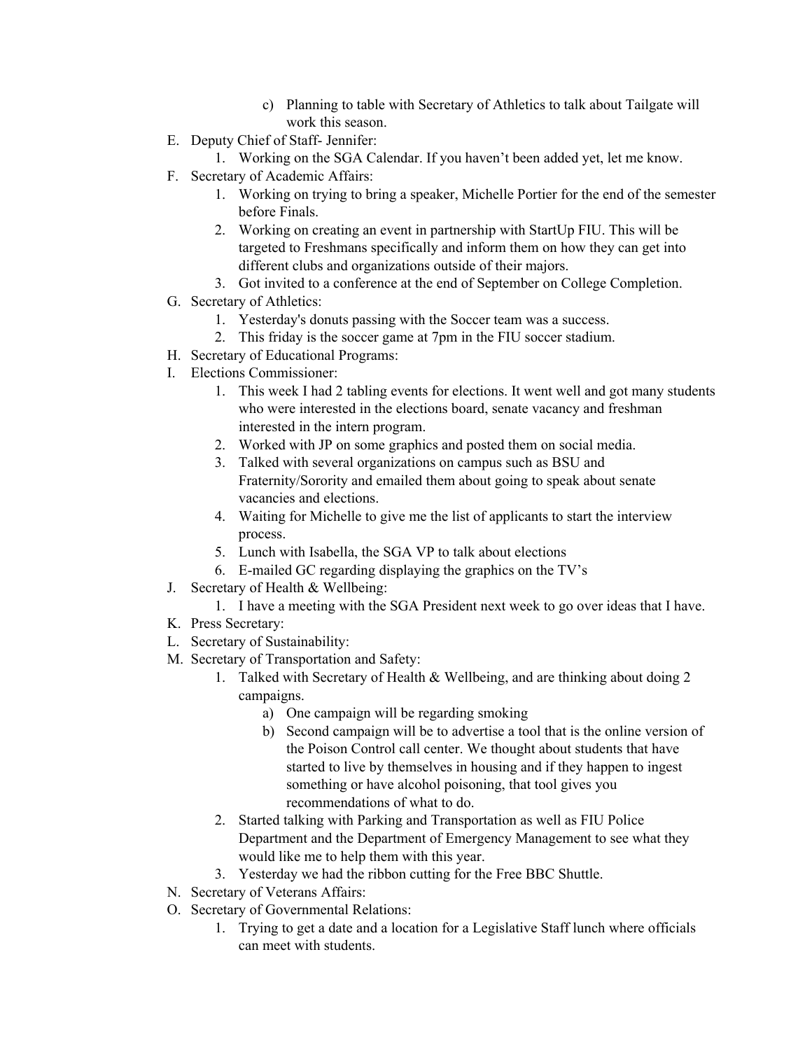c) Planning to table with Secretary of Athletics to talk about Tailgate will work this season.

E. Deputy Chief of Staff- Jennifer:
    1. Working on the SGA Calendar. If you haven't been added yet, let me know.
F. Secretary of Academic Affairs:
    1. Working on trying to bring a speaker, Michelle Portier for the end of the semester before Finals.
    2. Working on creating an event in partnership with StartUp FIU. This will be targeted to Freshmans specifically and inform them on how they can get into different clubs and organizations outside of their majors.
    3. Got invited to a conference at the end of September on College Completion.
G. Secretary of Athletics:
    1. Yesterday's donuts passing with the Soccer team was a success.
    2. This friday is the soccer game at 7pm in the FIU soccer stadium.
H. Secretary of Educational Programs:
I. Elections Commissioner:
    1. This week I had 2 tabling events for elections. It went well and got many students who were interested in the elections board, senate vacancy and freshman interested in the intern program.
    2. Worked with JP on some graphics and posted them on social media.
    3. Talked with several organizations on campus such as BSU and Fraternity/Sorority and emailed them about going to speak about senate vacancies and elections.
    4. Waiting for Michelle to give me the list of applicants to start the interview process.
    5. Lunch with Isabella, the SGA VP to talk about elections
    6. E-mailed GC regarding displaying the graphics on the TV's
J. Secretary of Health & Wellbeing:
    1. I have a meeting with the SGA President next week to go over ideas that I have.
K. Press Secretary:
L. Secretary of Sustainability:
M. Secretary of Transportation and Safety:
    1. Talked with Secretary of Health & Wellbeing, and are thinking about doing 2 campaigns.
        a) One campaign will be regarding smoking
        b) Second campaign will be to advertise a tool that is the online version of the Poison Control call center. We thought about students that have started to live by themselves in housing and if they happen to ingest something or have alcohol poisoning, that tool gives you recommendations of what to do.
    2. Started talking with Parking and Transportation as well as FIU Police Department and the Department of Emergency Management to see what they would like me to help them with this year.
    3. Yesterday we had the ribbon cutting for the Free BBC Shuttle.
N. Secretary of Veterans Affairs:
O. Secretary of Governmental Relations:
    1. Trying to get a date and a location for a Legislative Staff lunch where officials can meet with students.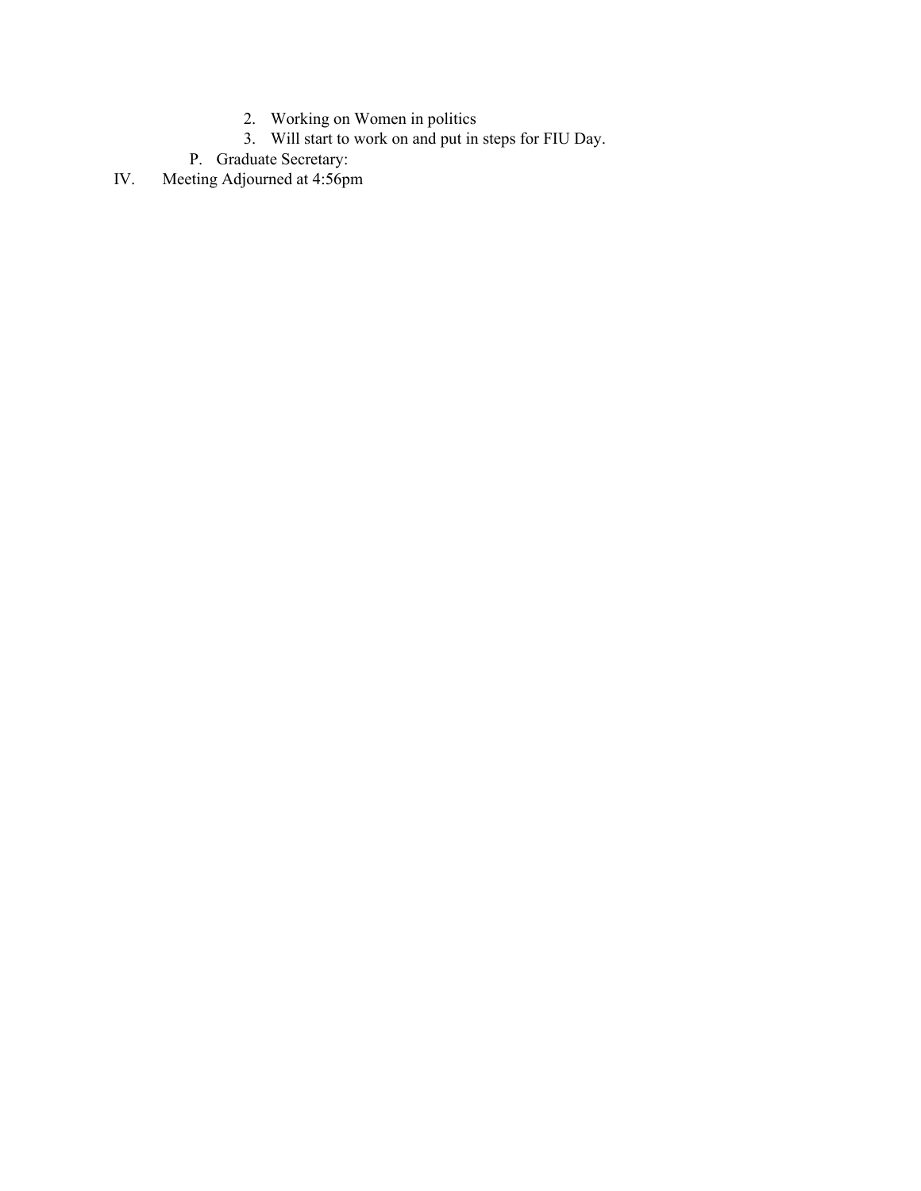2. Working on Women in politics
3. Will start to work on and put in steps for FIU Day.

P. Graduate Secretary:

IV. Meeting Adjourned at 4:56pm